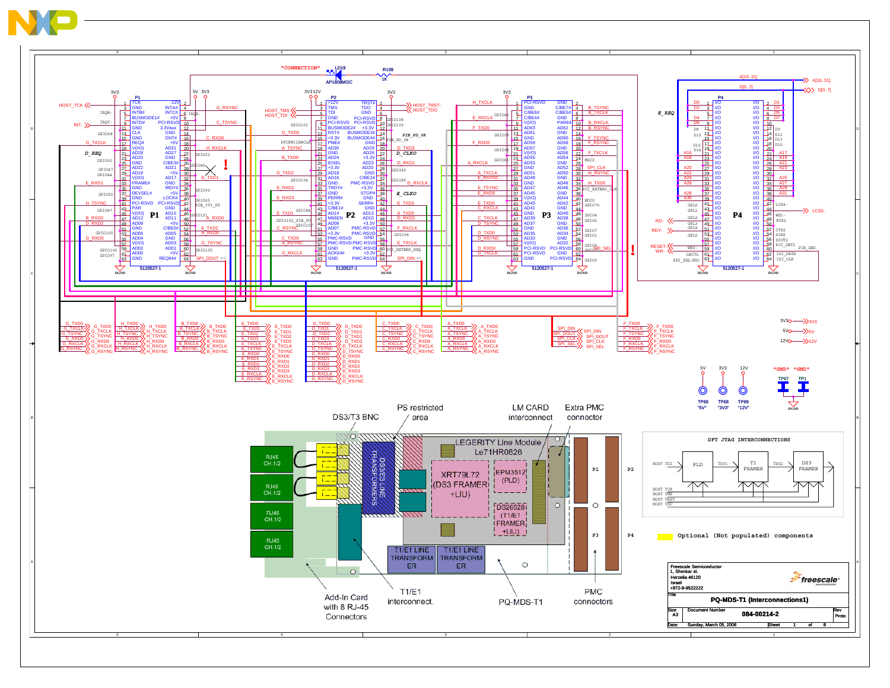**NXP**

\*CONNECTION\*

LD19 AP1608MGC

R109 1K

## P1 (5120527-1)

| Pin | Signal | Pin | Signal |
|---|---|---|---|
| 1 | TCK | 2 | -12V |
| 3 | GND | 4 | INTA# |
| 5 | INTB# | 6 | INTC# |
| 7 | BUSMODE1# | 8 | +5V |
| 9 | INTD# | 10 | PCI-RSVD |
| 11 | GND | 12 | 3.3Vaux |
| 13 | CLK | 14 | GND |
| 15 | GND | 16 | GNT# |
| 17 | REQ# | 18 | +5V |
| 19 | V(I/O) | 20 | AD31 |
| 21 | AD28 | 22 | AD27 |
| 23 | AD25 | 24 | GND |
| 25 | GND | 26 | C/BE3# |
| 27 | AD22 | 28 | AD21 |
| 29 | AD19 | 30 | +5V |
| 31 | V(I/O) | 32 | AD17 |
| 33 | FRAME# | 34 | GND |
| 35 | GND | 36 | IRDY# |
| 37 | DEVSEL# | 38 | +5V |
| 39 | GND | 40 | LOCK# |
| 41 | PCI-RSVD | 42 | PCI-RSVD |
| 43 | PAR | 44 | GND |
| 45 | V(I/O) | 46 | AD15 |
| 47 | AD12 | 48 | AD11 |
| 49 | AD09 | 50 | +5V |
| 51 | GND | 52 | C/BE0# |
| 53 | AD06 | 54 | AD05 |
| 55 | AD04 | 56 | GND |
| 57 | V(I/O) | 58 | AD03 |
| 59 | AD02 | 60 | AD01 |
| 61 | AD00 | 62 | +5V |
| 63 | GND | 64 | REQ64# |

## P2 (5120527-1)

| Pin | Signal | Pin | Signal |
|---|---|---|---|
| 1 | +12V | 2 | TRST# |
| 3 | TMS | 4 | TDO |
| 5 | TDI | 6 | GND |
| 7 | GND | 8 | PCI-RSVD |
| 9 | PCI-RSVD | 10 | PCI-RSVD |
| 11 | BUSMODE2# | 12 | +3.3V |
| 13 | RST# | 14 | BUSMODE3# |
| 15 | +3.3V | 16 | BUSMODE4# |
| 17 | PME# | 18 | GND |
| 19 | AD30 | 20 | AD29 |
| 21 | GND | 22 | AD26 |
| 23 | AD24 | 24 | +3.3V |
| 25 | IDSEL | 26 | AD23 |
| 27 | +3.3V | 28 | AD20 |
| 29 | AD18 | 30 | GND |
| 31 | AD16 | 32 | C/BE2# |
| 33 | GND | 34 | PMC-RSVD |
| 35 | TRDY# | 36 | +3.3V |
| 37 | GND | 38 | STOP# |
| 39 | PERR# | 40 | GND |
| 41 | +3.3V | 42 | SERR# |
| 43 | C/BE1# | 44 | GND |
| 45 | AD14 | 46 | AD13 |
| 47 | M66EN | 48 | AD10 |
| 49 | AD08 | 50 | +3.3V |
| 51 | AD07 | 52 | PMC-RSVD |
| 53 | +3.3V | 54 | PMC-RSVD |
| 55 | PMC-RSVD | 56 | GND |
| 57 | PMC-RSVD | 58 | PMC-RSVD |
| 59 | GND | 60 | PMC-RSVD |
| 61 | ACK64# | 62 | +3.3V |
| 63 | GND | 64 | PMC-RSVD |

## P3 (5120527-1)

| Pin | Signal | Pin | Signal |
|---|---|---|---|
| 1 | PCI-RSVD | 2 | GND |
| 3 | GND | 4 | C/BE7# |
| 5 | C/BE6# | 6 | C/BE5# |
| 7 | C/BE4# | 8 | GND |
| 9 | V(I/O) | 10 | PAR64 |
| 11 | AD63 | 12 | AD62 |
| 13 | AD61 | 14 | GND |
| 15 | GND | 16 | AD60 |
| 17 | AD59 | 18 | AD58 |
| 19 | AD57 | 20 | GND |
| 21 | V(I/O) | 22 | AD56 |
| 23 | AD55 | 24 | AD54 |
| 25 | AD53 | 26 | GND |
| 27 | GND | 28 | AD52 |
| 29 | AD51 | 30 | AD50 |
| 31 | AD49 | 32 | GND |
| 33 | GND | 34 | AD48 |
| 35 | AD47 | 36 | AD46 |
| 37 | AD45 | 38 | GND |
| 39 | V(I/O) | 40 | AD44 |
| 41 | AD43 | 42 | AD42 |
| 43 | AD41 | 44 | GND |
| 45 | GND | 46 | AD40 |
| 47 | AD39 | 48 | AD38 |
| 49 | AD37 | 50 | GND |
| 51 | GND | 52 | AD36 |
| 53 | AD35 | 54 | AD34 |
| 55 | AD33 | 56 | GND |
| 57 | V(I/O) | 58 | AD32 |
| 59 | PCI-RSVD | 60 | PCI-RSVD |
| 61 | PCI-RSVD | 62 | GND |
| 63 | GND | 64 | PCI-RSVD |

## P4 (5120527-1)

Pins 1–64: I/O

Signals: A[16..31], D[0..7], LCS5-, RD-, RDY-, RESET, WR-, E_REQ, SPI_SEL(NU), PIB_GND, I2C_DATA, I2C_CLK

Power: 3V3, 5V, 12V

Test points: TP66 "5V", TP68 "3V3", TP69 "12V", TP67 "GND", TP1 "GND"

## Board layout

- DS3/T3 BNC
- PS restricted area
- LM CARD interconnect
- Extra PMC connector
- RJ45 CH.1/2 (x4)
- DS3/E3 LINE TRANSFORMERS
- LEGERITY Line Module Le71HR0826
- XRT79L72 (DS3 FRAMER +LIU)
- EPM3512 (PLD)
- DS26528 (T1/E1 FRAMER +LIU)
- T1/E1 LINE TRANSFORMER (x2)
- P1, P2, P3, P4
- Add-In Card with 8 RJ-45 Connectors
- T1/E1 interconnect.
- PQ-MDS-T1
- PMC connectors

## DFT JTAG INTERCONNECTIONS

HOST TDI → PLD → TDO1 → T1 FRAMER → TDO2 → DS3 FRAMER

HOST TCK, HOST TMS, HOST TRST, HOST TDO

Optional (Not populated) components

---

Freescale Semiconductor
1, Shenkar st.
Herzelia 46120
Israel
+972-9-9522222

| Title | PQ-MDS-T1 (Interconnections1) | |
|---|---|---|
| Size: A3 | Document Number: 084-00214-2 | Rev: Proto |
| Date: Sunday, March 05, 2006 | Sheet 1 of 8 | |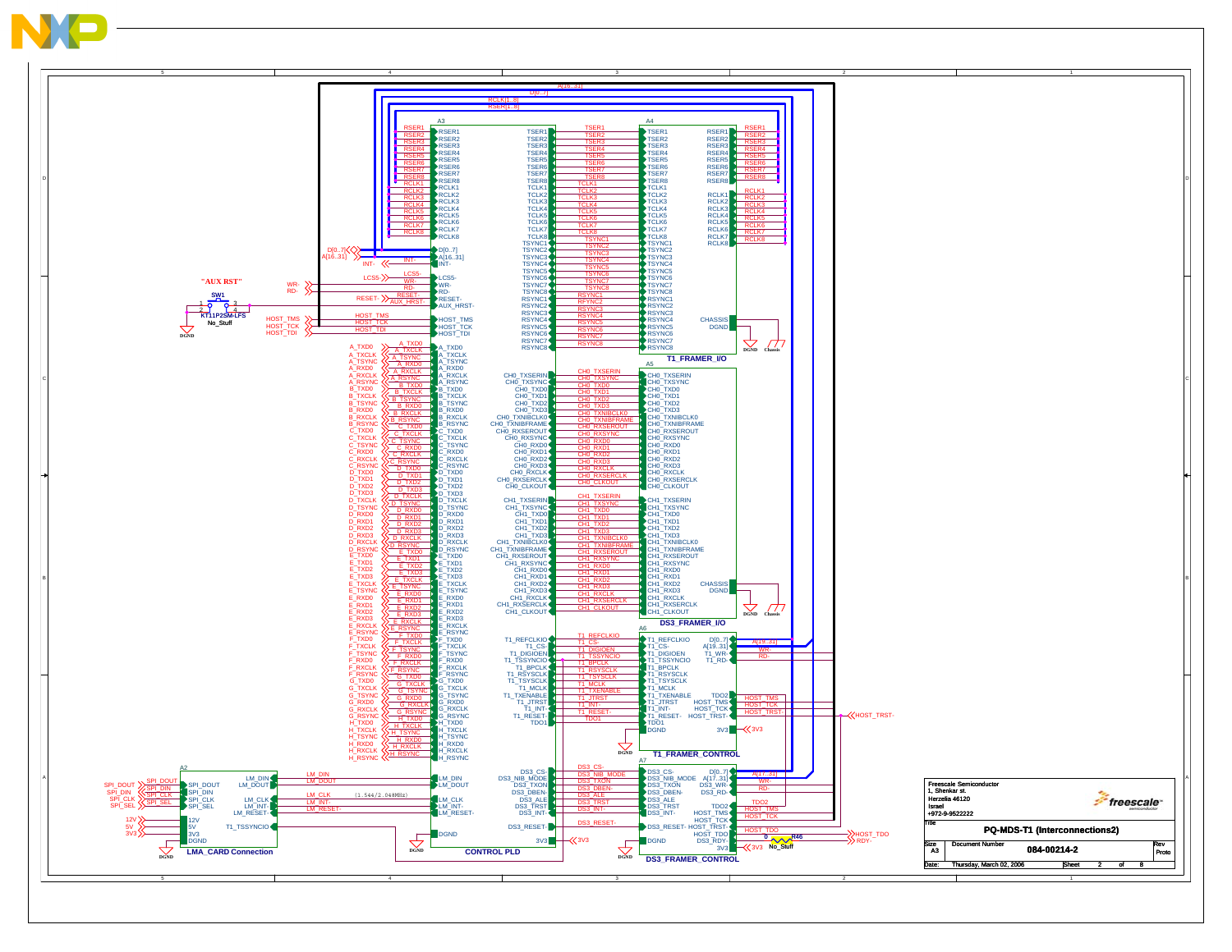## PQ-MDS-T1 (Interconnections2)

**A3 — CONTROL PLD**

**A4 — T1_FRAMER_I/O**

**A5 — DS3_FRAMER_I/O**

**A6 — T1_FRAMER_CONTROL**

**A7 — DS3_FRAMER_CONTROL**

**A2 — LMA_CARD Connection**

"AUX RST"

SW1 — KT11P2SM-LFS — No_Stuff

R46 — 0 — No_Stuff

(1.544/2.048MHz)

Signals: RSER1–RSER8, RCLK1–RCLK8, TSER1–TSER8, TCLK1–TCLK8, TSYNC1–TSYNC8, RSYNC1–RSYNC8, D[0..7], A[16..31], A[19..31], A[17..31], INT-, LCS5-, WR-, RD-, RESET-, AUX_HRST-, HOST_TMS, HOST_TCK, HOST_TDI, HOST_TDO, HOST_TRST-, RDY-, A_TXD0 … H_RSYNC, CH0_/CH1_ signals, T1_REFCLKIO, T1_CS-, T1_DIGIOEN, T1_TSSYNCIO, T1_BPCLK, T1_RSYSCLK, T1_TSYSCLK, T1_MCLK, T1_TXENABLE, T1_JTRST, T1_INT-, T1_RESET-, TDO1, TDO2, DS3_CS-, DS3_NIB_MODE, DS3_TXON, DS3_DBEN-, DS3_ALE, DS3_TRST, DS3_INT-, DS3_RESET-, DS3_RDY, LM_DIN, LM_DOUT, LM_CLK, LM_INT-, LM_RESET-, SPI_DOUT, SPI_DIN, SPI_CLK, SPI_SEL, 12V, 5V, 3V3, DGND, CHASSIS.

| | |
|---|---|
| Freescale Semiconductor<br>1, Shenkar st.<br>Herzelia 46120<br>Israel<br>+972-9-9522222 | freescale semiconductor |
| Title | PQ-MDS-T1 (Interconnections2) |
| Size: A3 | Document Number: 084-00214-2 — Rev: Proto |
| Date: Thursday, March 02, 2006 | Sheet 2 of 8 |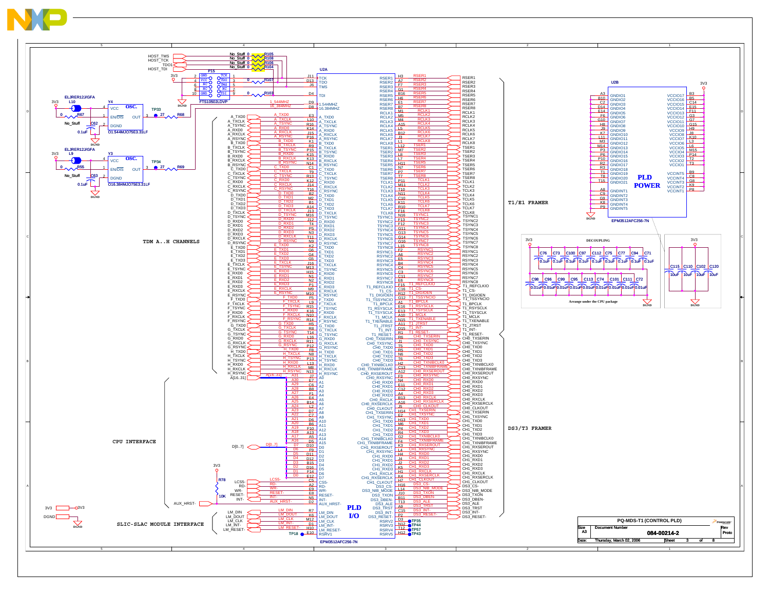# PQ-MDS-T1 (CONTROL PLD)

## TDM A..H CHANNELS

## CPU INTERFACE

## SLIC-SLAC MODULE INTERFACE

## T1/E1 FRAMER

## DS3/T3 FRAMER

## PLD I/O

## PLD POWER

### DECOUPLING

Arrange under the CPU package

**U2A** — EPM3512AFC256-7N

**U2B** — EPM3512AFC256-7N

**Y4** — OSC. O1.544MJO75E3.31LF (1.544MHZ)

**Y3** — OSC. O16.384MJO75E3.31LF (16.384MHZ)

**P15** — FTS10502LDVP

| U2A pin | Signal | U2A pin | Signal |
|---|---|---|---|
| J11 | TCK | H3 | RSER1 |
| D13 | TDO | A7 | RSER2 |
| J6 | TMS | F7 | RSER3 |
| D4 | TDI | G1 | RSER4 |
| D9 | 1.544MHZ | B16 | RSER5 |
| D8 | 16.384MHZ | H6 | RSER6 |
| E3 | A_TXD0 | B7 | RSER7 |
| L10 | A_TXCLK | J3 | RSER8 |
| R16 | A_TSYNC | M1 | RCLK1 |
| K14 | A_RXD0 | M5 | RCLK2 |
| J15 | A_RXCLK | M4 | RCLK3 |
| P16 | A_RSYNC | A15 | RCLK4 |
| K1 | B_TXD0 | L5 | RCLK5 |
| R9 | B_TXCLK | B12 | RCLK6 |
| P15 | B_TSYNC | J2 | RCLK7 |
| K15 | B_RXD0 | L1 | RCLK8 |
| K13 | B_RXCLK | L12 | TSER1 |
| N14 | B_RSYNC | M7 | TSER2 |
| C1 | C_TXD0 | L8 | TSER3 |
| T9 | C_TXCLK | L7 | TSER4 |
| R13 | C_TSYNC | H11 | TSER5 |
| K12 | C_RXD0 | N7 | TSER6 |
| J14 | C_RXCLK | P7 | TSER7 |
| T16 | C_RSYNC | T7 | TSER8 |
| B2 | D_TXD0 | P11 | TCLK1 |
| M2 | D_TXD1 | M11 | TCLK2 |
| B1 | D_TXD2 | T10 | TCLK3 |
| A14 | D_TXD3 | N11 | TCLK4 |
| J13 | D_TXCLK | C10 | TCLK5 |
| M16 | D_TSYNC | K11 | TCLK6 |
| J12 | D_RXD0 | R10 | TCLK7 |
| T4 | D_RXD1 | F16 | TCLK8 |
| P5 | D_RXD2 | N16 | TSYNC1 |
| N3 | D_RXD3 | F13 | TSYNC2 |
| T11 | D_RXCLK | F12 | TSYNC3 |
| N9 | D_RSYNC | G11 | TSYNC4 |
| K2 | E_TXD0 | G13 | TSYNC5 |
| G6 | E_TXD1 | G14 | TSYNC6 |
| G4 | E_TXD2 | G16 | TSYNC7 |
| G5 | E_TXD3 | L15 | TSYNC8 |
| J16 | E_TXCLK | F2 | RSYNC1 |
| M13 | E_TSYNC | A6 | RSYNC2 |
| H15 | E_RXD0 | E5 | RSYNC3 |
| N1 | E_RXD1 | B4 | RSYNC4 |
| N2 | E_RXD2 | C4 | RSYNC5 |
| P1 | E_RXD3 | C3 | RSYNC6 |
| M9 | E_RXCLK | C11 | RSYNC7 |
| M10 | E_RSYNC | E6 | RSYNC8 |
| F5 | F_TXD0 | F15 | T1_REFCLKIO |
| L9 | F_TXCLK | C16 | T1_CS- |
| R15 | F_TSYNC | B12 | T1_DIGIOEN |
| K16 | F_RXD0 | G12 | T1_TSSYNCIO |
| N10 | F_RXCLK | A1 | T1_BPCLK |
| R14 | F_RSYNC | E16 | T1_RSYSCLK |
| H5 | G_TXD0 | E13 | T1_TSYSCLK |
| R8 | G_TXCLK | A10 | T1_MCLK |
| T14 | G_TSYNC | N15 | T1_TXENABLE |
| L16 | G_RXD0 | A11 | T1_JTRST |
| R11 | G_RXCLK | D15 | T1_INT- |
| P12 | G_RSYNC | R1 | T1_RESET- |
| F8 | H_TXD0 | R6 | CH0_TXSERIN |
| N8 | H_TXCLK | J1 | CH0_TXSYNC |
| P13 | H_TSYNC | T5 | CH0_TXD0 |
| L13 | H_RXD0 | R5 | CH0_TXD1 |
| M8 | H_RXCLK | N6 | CH0_TXD2 |
| N13 | H_RSYNC | T6 | CH0_TXD3 |
| J7 | A0 (A31) | H2 | CH0_TXNIBCLK0 |
| E7 | A1 (A30) | C13 | CH0_TXNIBFRAME |
| C6 | A2 (A29) | A12 | CH0_RXSEROUT |
| B8 | A3 (A28) | F3 | CH0_RXSYNC |
| F1 | A4 (A27) | N4 | CH0_RXD0 |
| E4 | A5 (A26) | E11 | CH0_RXD1 |
| B14 | A6 (A25) | C12 | CH0_RXD2 |
| L2 | A7 (A24) | A4 | CH0_RXD3 |
| D7 | A8 (A23) | B13 | CH0_RXCLK |
| C7 | A9 (A22) | A16 | CH0_RXSERCLK |
| D6 | A10 (A21) | J5 | CH0_CLKOUT |
| B6 | A11 (A20) | H14 | CH1_TXSERIN |
| F10 | A12 (A19) | E2 | CH1_TXSYNC |
| A13 | A13 (A18) | H13 | CH1_TXD0 |
| A5 | A14 (A17) | M6 | CH1_TXD1 |
| D5 | A15 (A16) | P4 | CH1_TXD2 |
| D10 | D0 (D7) | R4 | CH1_TXD3 |
| F9 | D1 (D6) | G2 | CH1_TXNIBCLK0 |
| D11 | D2 (D5) | F4 | CH1_TXNIBFRAME |
| D12 | D3 (D4) | K3 | CH1_RXSEROUT |
| B15 | D4 (D3) | L4 | CH1_RXSYNC |
| D16 | D5 (D2) | H4 | CH1_RXD0 |
| F14 | D6 (D1) | J4 | CH1_RXD1 |
| E12 | D7 (D0) | J2 | CH1_RXD2 |
| C5 | CS5- (LCS5-) | K5 | CH1_RXD3 |
| E9 | RD- | H1 | CH1_RXCLK |
| E8 | WR- | K4 | CH1_RXSERCLK |
| N5 | RESET- | H7 | CH1_CLKOUT |
| D2 | INT- | H16 | DS3_CS- |
| R7 | AUX_HRST- | L14 | DS3_NIB_MODE |
| K6 | LM_DIN | J10 | DS3_TXON |
| M12 | LM_DOUT | B11 | DS3_DBEN- |
| D1 | LM_CLK | T13 | DS3_ALE |
| H10 | LM_INT- | A9 | DS3_TRST |
| E10 | LM_RESET- | C15 | DS3_INT- |
| | RSRV1 (TP18) | P2 | DS3_RESET- |
| | | D3 | RSRV2 (TP35) |
| | | N12 | RSRV3 (TP44) |
| | | T12 | RSRV4 (TP57) |
| | | H12 | RSRV5 (TP43) |

| U2B pin | Signal | U2B pin | Signal |
|---|---|---|---|
| A3 | GNDIO1 | B3 | VCCIO17 |
| B10 | GNDIO2 | B5 | VCCIO16 |
| C2 | GNDIO3 | C14 | VCCIO15 |
| D14 | GNDIO4 | E15 | VCCIO14 |
| E14 | GNDIO5 | F11 | VCCIO13 |
| F6 | GNDIO6 | G3 | VCCIO12 |
| G10 | GNDIO7 | G7 | VCCIO11 |
| H8 | GNDIO8 | G15 | VCCIO10 |
| J9 | GNDIO9 | H9 | VCCIO9 |
| K7 | GNDIO10 | J8 | VCCIO8 |
| L11 | GNDIO11 | K10 | VCCIO7 |
| M3 | GNDIO12 | L3 | VCCIO6 |
| M14 | GNDIO13 | L6 | VCCIO5 |
| P3 | GNDIO14 | M15 | VCCIO4 |
| P6 | GNDIO15 | P14 | VCCIO3 |
| P10 | GNDIO16 | T2 | VCCIO2 |
| R2 | GNDIO17 | T3 | VCCIO1 |
| R3 | GNDIO18 | B9 | VCCINT5 |
| T1 | GNDIO19 | C8 | VCCINT4 |
| T8 | GNDIO20 | G8 | VCCINT3 |
| T15 | GNDIO21 | K9 | VCCINT2 |
| A8 | GNDINT1 | P8 | VCCINT1 |
| C9 | GNDINT2 | | |
| G9 | GNDINT3 | | |
| K8 | GNDINT4 | | |
| P9 | GNDINT5 | | |

Other components: L10, L9 (ELJRER12J/GFA), R67, R55 (0), C62, C63 (0.1uF), R68, R69 (27), TP33, TP34, R105, R108, R106, R104 (No_Stuff 0), R107, R103 (0), R78 (10K), HOST_TMS, HOST_TCK, TDO1, HOST_TDI.

Decoupling: C76, C73, C100, C97, C112, C75, C77, C94, C71 (0.1uF); C98, C96, C99, C95, C113, C74, C101, C111, C72 (0.01uF); C115, C110, C102, C120 (10uF).

| Title | PQ-MDS-T1 (CONTROL PLD) | |
|---|---|---|
| Size | Document Number | Rev |
| A3 | 084-00214-2 | Proto |
| Date: Thursday, March 02, 2006 | Sheet 3 of 8 | |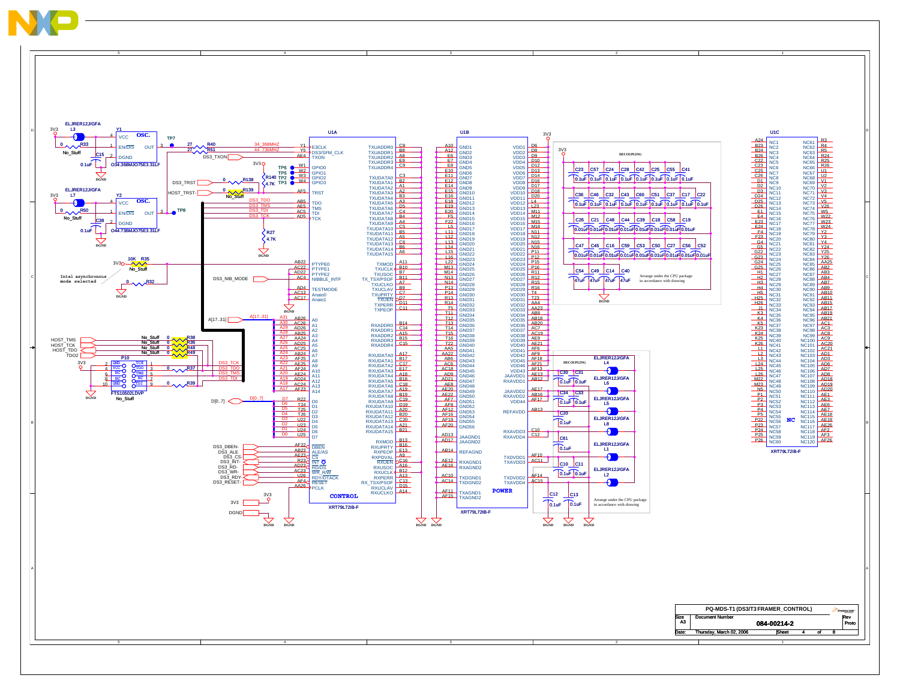# PQ-MDS-T1 (DS3/T3 FRAMER_CONTROL)

XRT79L72IB-F

**U1A** — CONTROL

| Pin | Signal | Net |
|---|---|---|
| Y1 | E3CLK | 34_368MHZ |
| Y5 | DS3/SFM_CLK | 44_736MHZ |
| AE4 | TXON | DS3_TXON |
| W1 | GPIO0 | TP6 |
| W2 | GPIO1 | TP5 |
| W3 | GPIO2 | TP2 |
| W4 | GPIO3 | TP3 |
| AF5 | TRST | HOST_TRST- |
| AB5 | TDO | DS3_TDO |
| AE5 | TMS | DS3_TMS |
| AC5 | TDI | DS3_TDI |
| AD5 | TCK | DS3_TCK |
| AB22 | PTYPE0 | |
| AC22 | PTYPE1 | |
| AD22 | PTYPE2 | |
| AC4 | NIBBLE_INTF | DS3_NIB_MODE |
| AD4 | TESTMODE | |
| AC13 | Anaio0 | |
| AC17 | Anaio1 | |
| AB26 | A0 | A31 |
| AC26 | A1 | A30 |
| AD26 | A2 | A29 |
| AB25 | A3 | A28 |
| AA24 | A4 | A27 |
| AD25 | A5 | A26 |
| AC25 | A6 | A25 |
| AB24 | A7 | A24 |
| AF25 | A8 | A23 |
| AE25 | A9 | A22 |
| AF24 | A10 | A21 |
| AE24 | A11 | A20 |
| AD24 | A12 | A19 |
| AC24 | A13 | A18 |
| AF23 | A14 | A17 |
| R22 | D0 | D7 |
| T24 | D1 | D6 |
| T25 | D2 | D5 |
| T26 | D3 | D4 |
| U22 | D4 | D3 |
| U23 | D5 | D2 |
| U24 | D6 | D1 |
| U25 | D7 | D0 |
| AF22 | DBEN | DS3_DBEN- |
| AB23 | ALE/AS | DS3_ALE |
| AE23 | CS | DS3_CS- |
| R23 | INT | DS3_INT- |
| AD23 | RD/DS | DS3_RD- |
| AC23 | WR_R/W | DS3_WR- |
| U26 | RDY/DTACK | DS3_RDY- |
| AF4 | RESET | DS3_RESET- |
| AA26 | PCLK | |
| C8 | TXUADDR0 | |
| B8 | TXUADDR1 | |
| A8 | TXUADDR2 | |
| E9 | TXUADDR3 | |
| C9 | TXUADDR4 | |
| C3 | TXUDATA0 | |
| B2 | TXUDATA1 | |
| A1 | TXUDATA2 | |
| A2 | TXUDATA3 | |
| B3 | TXUDATA4 | |
| A3 | TXUDATA5 | |
| D5 | TXUDATA6 | |
| C4 | TXUDATA7 | |
| B4 | TXUDATA8 | |
| A4 | TXUDATA9 | |
| C5 | TXUDATA10 | |
| B5 | TXUDATA11 | |
| A5 | TXUDATA12 | |
| C6 | TXUDATA13 | |
| B6 | TXUDATA14 | |
| A6 | TXUDATA15 | |
| A11 | TXMOD | |
| B10 | TXUCLK | |
| B7 | TXUSOC | |
| B11 | TX_TSX/PSOF | |
| A7 | TXUCLKO | |
| B9 | TXUCLAV | |
| C7 | TXUPRTY | |
| D7 | TXUEN | |
| D11 | TXPERR | |
| C11 | TXPEOP | |
| B14 | RXADDR0 | |
| C14 | RXADDR1 | |
| A15 | RXADDR2 | |
| B15 | RXADDR3 | |
| C15 | RXADDR4 | |
| A17 | RXUDATA0 | |
| B17 | RXUDATA1 | |
| C17 | RXUDATA2 | |
| E17 | RXUDATA3 | |
| A18 | RXUDATA4 | |
| B18 | RXUDATA5 | |
| C18 | RXUDATA6 | |
| A19 | RXUDATA7 | |
| B19 | RXUDATA8 | |
| C19 | RXUDATA9 | |
| D19 | RXUDATA10 | |
| A20 | RXUDATA11 | |
| B20 | RXUDATA12 | |
| C20 | RXUDATA13 | |
| A21 | RXUDATA14 | |
| B21 | RXUDATA15 | |
| B13 | RXMOD | |
| B16 | RXUPRTY | |
| E13 | RXPEOP | |
| A9 | RXPDVAL | |
| C16 | RXUEN | |
| A16 | RXUSOC | |
| B12 | RXUCLK | |
| A13 | RXPERR | |
| C13 | RX_TSX/PSOF | |
| D15 | RXUCLAV | |
| A14 | RXUCLKO | |

**U1B** — POWER

GND1–GND56: A10, A12, E6, E7, E8, E10, E11, E12, E14, E15, E16, E18, E19, E20, F5, F22, L5, L11, L12, L13, L14, L15, L16, L22, M13, M14, N13, N14, P13, P14, R13, R14, T5, T11, T12, T13, T14, T15, T16, T22, AA5, AA22, AB6, AC6, AC18, AD9, AD21, AE8, AE20, AE22, AF7, AF8, AF12, AF16, AF19, AF20

VDD1–VDD44: D6, D8, D9, D10, D12, D13, D14, D16, D17, D18, D20, L4, L23, M11, M12, M15, M16, N11, N12, N15, N16, P11, P12, P15, P16, R11, R12, R15, R16, T4, T23, AA4, AA23, AB8, AB18, AB20, AC7, AC19, AE9, AE21, AF6, AF9, AF18, AF21

VDD43 AE13, JAAVDD1 AB12, RXAVDD1 AE17, JAAVDD2 AB16, RXAVDD2 AF17, REFAVDD AB13, RXAVDD3 C10, RXAVDD4 C12, TXDVDD1 AF10, TXAVDD3 AC11, TXDVDD2 AF14, TXAVDD4 AC15

JAAGND1 AD13, JAAGND2 AD17, REFAGND AB14, RXAGND1 AE12, RXAGND2 AE16, TXDGND1 AC10, TXDGND2 AC14, TXAGND1 AF11, TXAGND2 AF15

**U1C** — NC (NC1–NC120)

Oscillators: Y1 O34.368MJO75E3.31LF (L3 ELJRER12JGFA, C15 0.1uF, R33 No_Stuff, R40/R51 27), Y2 O44.736MJO75E3.31LF (L7 ELJRER12JGFA, C38 0.1uF, R50 No_Stuff, TP8)

R138 0, R140 4.7K, R139 0 No_Stuff, R27 4.7K, R35 10K No_Stuff, R32 0

Intel asynchronous mode selected

JTAG header P10 FTS10502LDVP No_Stuff: TCK, TDO, TMS, TDI; R38, R36, R48, R49 0 No_Stuff (HOST_TMS, HOST_TCK, HOST_TDO, TDO2); R37 0, R39 0

DECOUPLING: C23, C57, C24, C28, C42, C25, C55, C41, C36, C46, C32, C43, C60, C51, C37, C17, C22 — 0.1uF; C26, C21, C48, C44, C39, C18, C58, C19, C47, C45, C16, C59, C53, C50, C27, C56, C52 — 0.01uF; C54, C49, C14, C40 — 47uF

Arrange under the CPU package in accordance with drawing

DECOUPLING: L4, L6, L5, L8, L1, L2 ELJRER12JGFA; C30, C31, C34, C33, C20, C61, C10, C11, C12, C13 — 0.1uF

Arrange under the CPU package in accordance with drawing

| Size | Document Number | Rev |
|---|---|---|
| A3 | 084-00214-2 | Proto |

Date: Thursday, March 02, 2006 — Sheet 4 of 8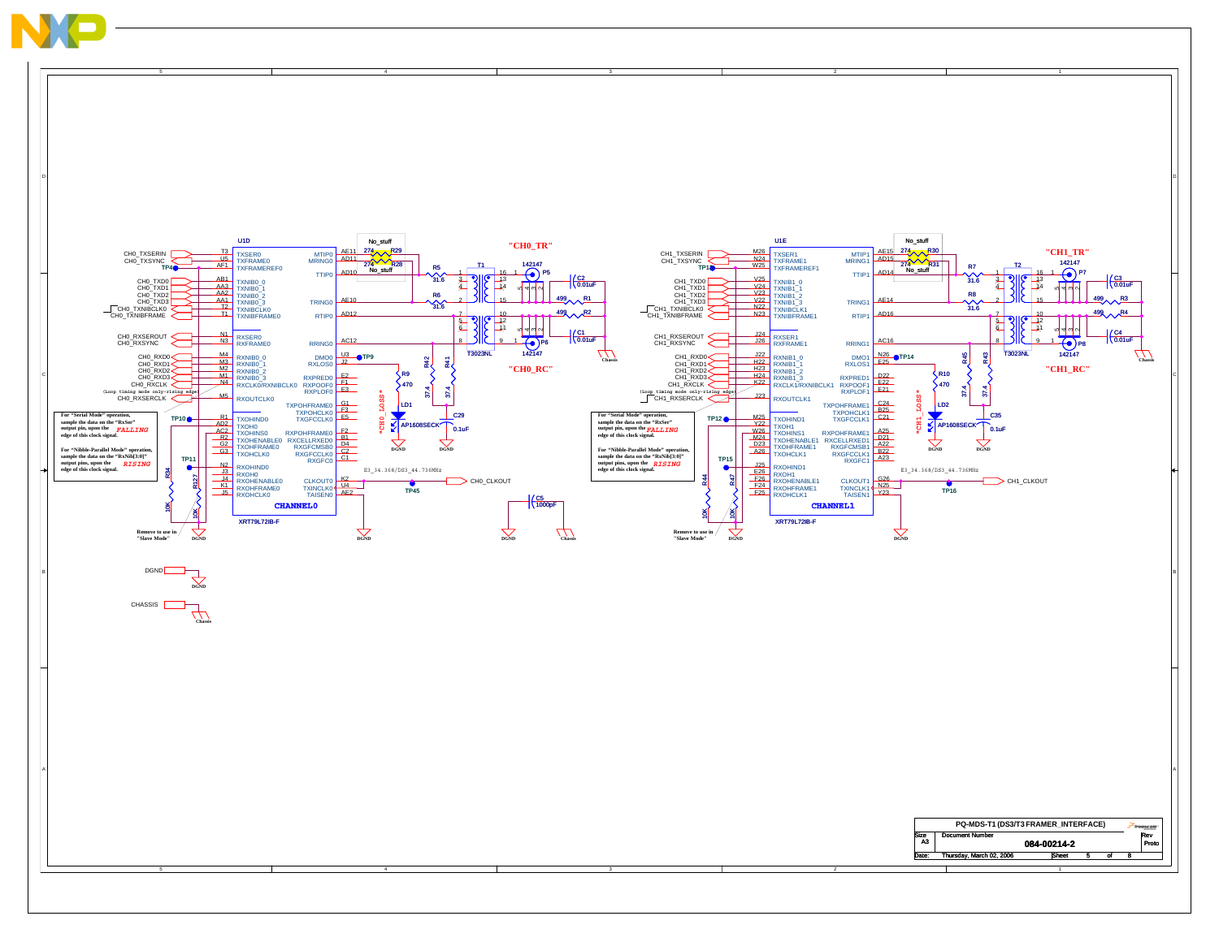## U1D — XRT79L72IB-F — CHANNEL0

**Signals:** CH0_TXSERIN, CH0_TXSYNC, TP4, CH0_TXD0, CH0_TXD1, CH0_TXD2, CH0_TXD3, CH0_TXNIBCLK0, CH0_TXNIBFRAME, CH0_RXSEROUT, CH0_RXSYNC, CH0_RXD0, CH0_RXD1, CH0_RXD2, CH0_RXD3, CH0_RXCLK (Loop timing mode only-rising edge), CH0_RXSERCLK

| Pin | Signal | Pin | Signal |
|---|---|---|---|
| T3 | TXSER0 | AE11 | MTIP0 |
| U5 | TXFRAME0 | AD11 | MRING0 |
| AF1 | TXFRAMEREF0 | AD10 | TTIP0 |
| AB1 | TXNIB0_0 | AE10 | TRING0 |
| AA3 | TXNIB0_1 | AD12 | RTIP0 |
| AA2 | TXNIB0_2 | AC12 | RRING0 |
| AA1 | TXNIB0_3 | U3 | DMO0 |
| T2 | TXNIBCLK0 | J2 | RXLOS0 |
| T1 | TXNIBFRAME0 | E2 | RXPRED0 |
| N1 | RXSER0 | F1 | RXPOOF0 |
| N3 | RXFRAME0 | E3 | RXPLOF0 |
| M4 | RXNIB0_0 | G1 | TXPOHFRAME0 |
| M3 | RXNIB0_1 | F3 | TXPOHCLK0 |
| M2 | RXNIB0_2 | E5 | TXGFCCLK0 |
| M1 | RXNIB0_3 | F2 | RXPOHFRAME0 |
| N4 | RXCLK0/RXNIBCLK0 | B1 | RXCELLRXED0 |
| M5 | RXOUTCLK0 | D4 | RXGFCMSB0 |
| R1 | TXOHIND0 | C2 | RXGFCCLK0 |
| AD2 | TXOH0 | C1 | RXGFC0 |
| AC2 | TXOHINS0 | K2 | CLKOUT0 |
| R2 | TXOHENABLE0 | U4 | TXINCLK0 |
| G2 | TXOHFRAME0 | AE2 | TAISEN0 |
| G3 | TXOHCLK0 | | |
| N2 | RXOHIND0 | | |
| J3 | RXOH0 | | |
| J4 | RXOHENABLE0 | | |
| K1 | RXOHFRAME0 | | |
| J5 | RXOHCLK0 | | |

Components: R29 274 No_stuff, R28 274 No_stuff, R5 31.6, R6 31.6, T1 T3023NL, P5 142147 "CH0_TR", P6 142147 "CH0_RC", C2 0.01uF, C1 0.01uF, R1 499, R2 499, R41 37.4, R42 37.4, R9 470, LD1 AP1608SECK "CH0_LOSS", C29 0.1uF, TP9, TP10, TP11, TP45, R34 10K, R127 10K, C5 1000pF, CH0_CLKOUT, E3_34.368/DS3_44.736MHz

For "Serial Mode" operation, sample the data on the "RxSer" output pin, upon the *FALLING* edge of this clock signal.

For "Nibble-Parallel Mode" operation, sample the data on the "RxNib[3:0]" output pins, upon the *RISING* edge of this clock signal.

Remove to use in "Slave Mode"

## U1E — XRT79L72IB-F — CHANNEL1

**Signals:** CH1_TXSERIN, CH1_TXSYNC, TP13, CH1_TXD0, CH1_TXD1, CH1_TXD2, CH1_TXD3, CH1_TXNIBCLK0, CH1_TXNIBFRAME, CH1_RXSEROUT, CH1_RXSYNC, CH1_RXD0, CH1_RXD1, CH1_RXD2, CH1_RXD3, CH1_RXCLK (Loop timing mode only-rising edge), CH1_RXSERCLK

| Pin | Signal | Pin | Signal |
|---|---|---|---|
| M26 | TXSER1 | AE15 | MTIP1 |
| N24 | TXFRAME1 | AD15 | MRING1 |
| W25 | TXFRAMEREF1 | AD14 | TTIP1 |
| V25 | TXNIB1_0 | AE14 | TRING1 |
| V24 | TXNIB1_1 | AD16 | RTIP1 |
| V23 | TXNIB1_2 | AC16 | RRING1 |
| V22 | TXNIB1_3 | N26 | DMO1 |
| N22 | TXNIBCLK1 | E25 | RXLOS1 |
| N23 | TXNIBFRAME1 | D22 | RXPRED1 |
| J24 | RXSER1 | E22 | RXPOOF1 |
| J26 | RXFRAME1 | E21 | RXPLOF1 |
| J22 | RXNIB1_0 | C24 | TXPOHFRAME1 |
| H22 | RXNIB1_1 | B25 | TXPOHCLK1 |
| H23 | RXNIB1_2 | C21 | TXGFCCLK1 |
| H24 | RXNIB1_3 | A25 | RXPOHFRAME1 |
| K22 | RXCLK1/RXNIBCLK1 | D21 | RXCELLRXED1 |
| J23 | RXOUTCLK1 | A22 | RXGFCMSB1 |
| M25 | TXOHIND1 | B22 | RXGFCCLK1 |
| Y22 | TXOH1 | A23 | RXGFC1 |
| W26 | TXOHINS1 | G26 | CLKOUT1 |
| M24 | TXOHENABLE1 | N25 | TXINCLK1 |
| D23 | TXOHFRAME1 | Y23 | TAISEN1 |
| A26 | TXOHCLK1 | | |
| J25 | RXOHIND1 | | |
| E26 | RXOH1 | | |
| F26 | RXOHENABLE1 | | |
| F24 | RXOHFRAME1 | | |
| F25 | RXOHCLK1 | | |

Components: R30 274 No_stuff, R31 274 No_stuff, R7 31.6, R8 31.6, T2 T3023NL, P7 142147 "CH1_TR", P8 142147 "CH1_RC", C3 0.01uF, C4 0.01uF, R3 499, R4 499, R43 37.4, R45 37.4, R10 470, LD2 AP1608SECK "CH1_LOSS", C35 0.1uF, TP12, TP14, TP15, TP16, R44 10K, R47 10K, CH1_CLKOUT, E3_34.368/DS3_44.736MHz

For "Serial Mode" operation, sample the data on the "RxSer" output pin, upon the *FALLING* edge of this clock signal.

For "Nibble-Parallel Mode" operation, sample the data on the "RxNib[3:0]" output pins, upon the *RISING* edge of this clock signal.

Remove to use in "Slave Mode"

DGND — DGND

CHASSIS — Chassis

| PQ-MDS-T1 (DS3/T3 FRAMER_INTERFACE) | | |
|---|---|---|
| Size: A3 | Document Number: 084-00214-2 | Rev: Proto |
| Date: Thursday, March 02, 2006 | Sheet 5 of 8 | |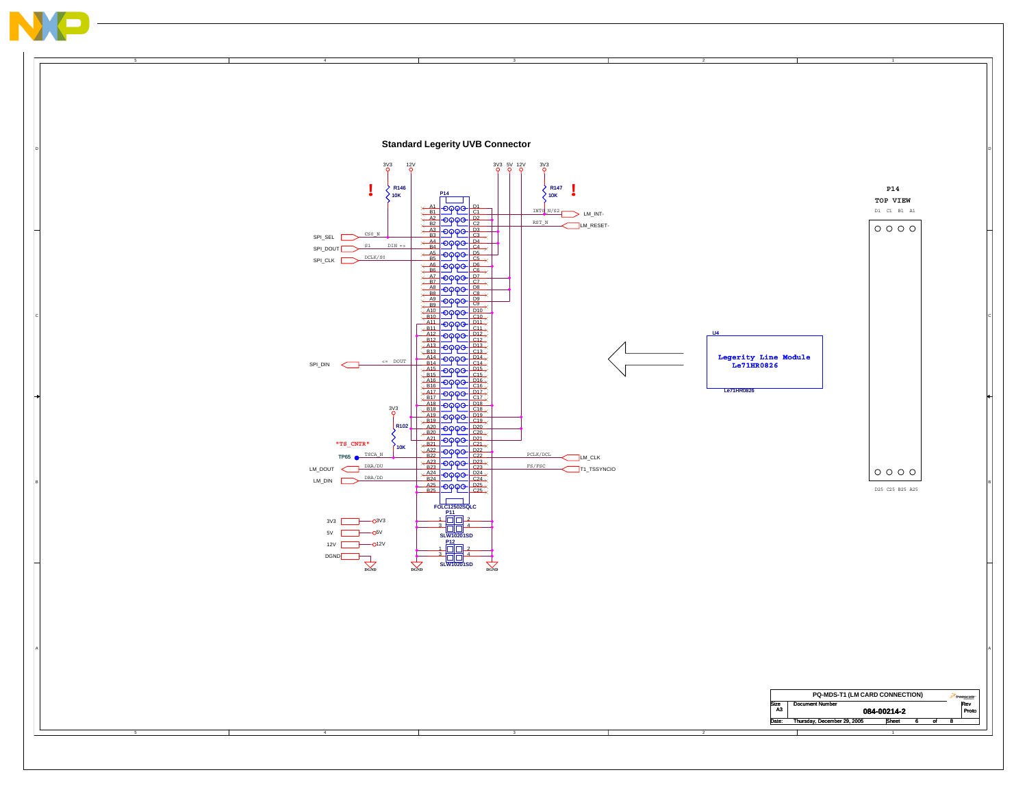## Standard Legerity UVB Connector

3V3 12V 3V3 5V 12V 3V3

R146 10K

R147 10K

P14

A1 B1 A2 B2 A3 B3 A4 B4 A5 B5 A6 B6 A7 B7 A8 B8 A9 B9 A10 B10 A11 B11 A12 B12 A13 B13 A14 B14 A15 B15 A16 B16 A17 B17 A18 B18 A19 B19 A20 B20 A21 B21 A22 B22 A23 B23 A24 B24 A25 B25

D1 C1 D2 C2 D3 C3 D4 C4 D5 C5 D6 C6 D7 C7 D8 C8 D9 C9 D10 C10 D11 C11 D12 C12 D13 C13 D14 C14 D15 C15 D16 C16 D17 C17 D18 C18 D19 C19 D20 C20 D21 C21 D22 C22 D23 C23 D24 C24 D25 C25

FOLC12502SQLC

INT8_N/S2 — LM_INT-

RST_N — LM_RESET-

SPI_SEL — CS0_N

SPI_DOUT — S1 DIN =>

SPI_CLK — DCLK/S0

SPI_DIN — <= DOUT

3V3

R102 10K

"TS_CNTR"

TP65 — TSCA_N

LM_DOUT — DXA/DU

LM_DIN — DRA/DD

PCLK/DCL — LM_CLK

FS/FSC — T1_TSSYNCIO

P11 SLW10201SD

P12 SLW10201SD

3V3 — 3V3

5V — 5V

12V — 12V

DGND

DGND DGND DGND

U4

**Legerity Line Module Le71HR0826**

Le71HR0826

P14 TOP VIEW

D1 C1 B1 A1

D25 C25 B25 A25

| PQ-MDS-T1 (LM CARD CONNECTION) | | |
|---|---|---|
| Size A3 | Document Number 084-00214-2 | Rev Proto |
| Date: Thursday, December 29, 2005 | Sheet 6 of 8 | |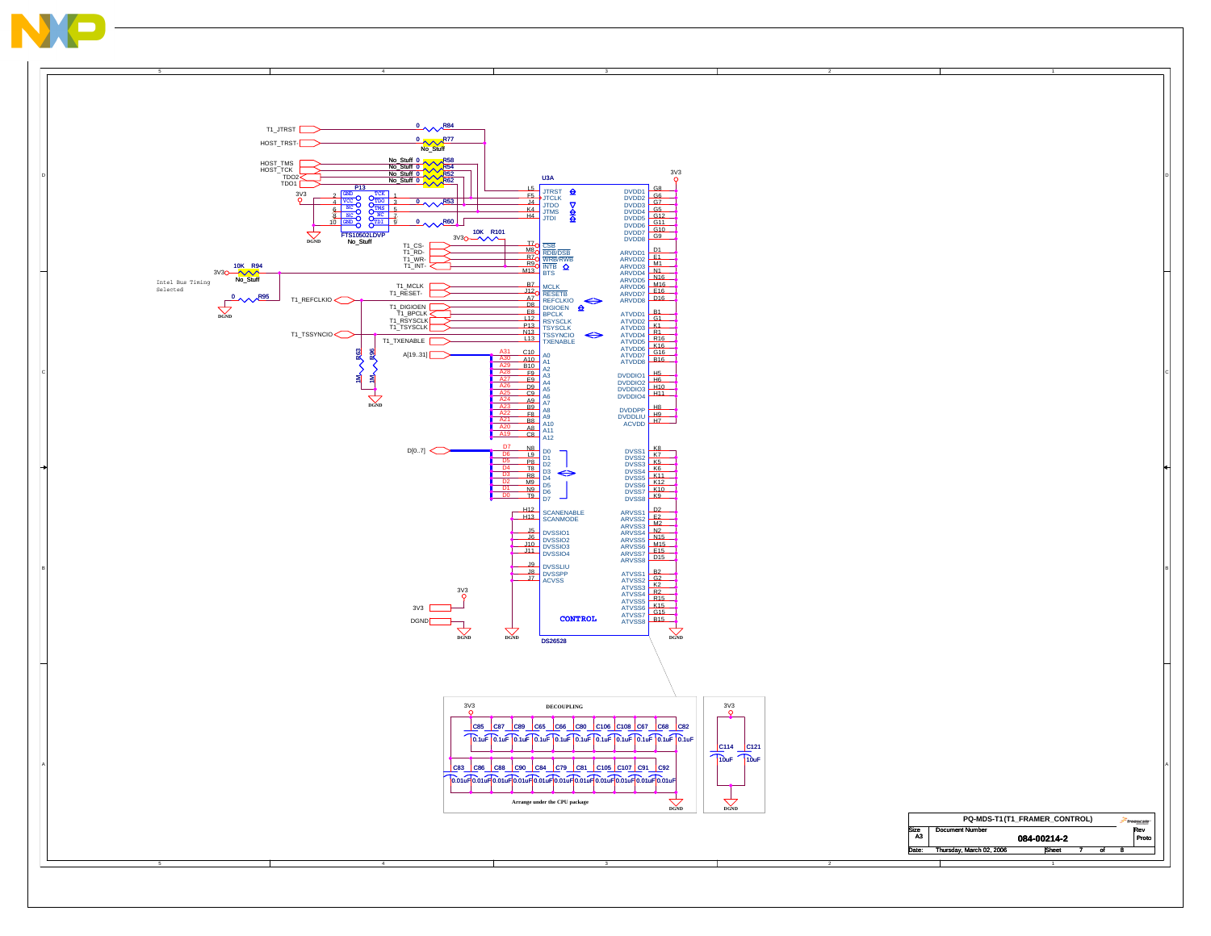# PQ-MDS-T1(T1_FRAMER_CONTROL)

U3A — DS26528 — CONTROL

## JTAG / Host Interface

- T1_JTRST — R84 0
- HOST_TRST- — R77 0 No_Stuff
- HOST_TMS — R58 No_Stuff 0
- HOST_TCK — R54 No_Stuff 0
- TDO2 — R52 No_Stuff 0
- TDO1 — R62 No_Stuff 0
- R53 0
- R60 0
- 3V3 — R101 10K
- P13 FTS10502LDVP No_Stuff (pins: GND, VCC, NC, NC, GND, TCK, TDO, TMS, NC, TDI)
- 3V3 — R94 10K No_Stuff
- R95 0 — DGND
- Intel Bus Timing Selected
- R63 1M, R96 1M — DGND

## U3A Pin Assignments

| Pin | Signal | Pin | Signal |
|---|---|---|---|
| L5 | JTRST | G8 | DVDD1 |
| F5 | JTCLK | G6 | DVDD2 |
| J4 | JTDO | G7 | DVDD3 |
| K4 | JTMS | G5 | DVDD4 |
| H4 | JTDI | G12 | DVDD5 |
| T7 | CSB | G11 | DVDD6 |
| M8 | RDB/DSB | G10 | DVDD7 |
| R7 | WRB/RWB | G9 | DVDD8 |
| R9 | INTB | D1 | ARVDD1 |
| M13 | BTS | E1 | ARVDD2 |
| B7 | MCLK | M1 | ARVDD3 |
| J12 | RESETB | N1 | ARVDD4 |
| A7 | REFCLKIO | N16 | ARVDD5 |
| D8 | DIGIOEN | M16 | ARVDD6 |
| E8 | BPCLK | E16 | ARVDD7 |
| L12 | RSYSCLK | D16 | ARVDD8 |
| P13 | TSYSCLK | B1 | ATVDD1 |
| N13 | TSSYNCIO | G1 | ATVDD2 |
| L13 | TXENABLE | K1 | ATVDD3 |
| C10 | A0 | R1 | ATVDD4 |
| A10 | A1 | R16 | ATVDD5 |
| B10 | A2 | K16 | ATVDD6 |
| F9 | A3 | G16 | ATVDD7 |
| E9 | A4 | B16 | ATVDD8 |
| D9 | A5 | H5 | DVDDIO1 |
| C9 | A6 | H6 | DVDDIO2 |
| A9 | A7 | H10 | DVDDIO3 |
| B9 | A8 | H11 | DVDDIO4 |
| F8 | A9 | H8 | DVDDPP |
| B8 | A10 | H9 | DVDDLIU |
| A8 | A11 | H7 | ACVDD |
| C8 | A12 | K8 | DVSS1 |
| N8 | D0 | K7 | DVSS2 |
| L9 | D1 | K5 | DVSS3 |
| P8 | D2 | K6 | DVSS4 |
| T8 | D3 | K11 | DVSS5 |
| R8 | D4 | K12 | DVSS6 |
| M9 | D5 | K10 | DVSS7 |
| N9 | D6 | K9 | DVSS8 |
| T9 | D7 | D2 | ARVSS1 |
| H12 | SCANENABLE | E2 | ARVSS2 |
| H13 | SCANMODE | M2 | ARVSS3 |
| J5 | DVSSIO1 | N2 | ARVSS4 |
| J6 | DVSSIO2 | N15 | ARVSS5 |
| J10 | DVSSIO3 | M15 | ARVSS6 |
| J11 | DVSSIO4 | E15 | ARVSS7 |
| J9 | DVSSLIU | D15 | ARVSS8 |
| J8 | DVSSPP | B2 | ATVSS1 |
| J7 | ACVSS | G2 | ATVSS2 |
| | | K2 | ATVSS3 |
| | | R2 | ATVSS4 |
| | | R15 | ATVSS5 |
| | | K15 | ATVSS6 |
| | | G15 | ATVSS7 |
| | | B15 | ATVSS8 |

Signals: T1_CS-, T1_RD-, T1_WR-, T1_INT-, T1_MCLK, T1_RESET-, T1_REFCLKIO, T1_DIGIOEN, T1_BPCLK, T1_RSYSCLK, T1_TSYSCLK, T1_TSSYNCIO, T1_TXENABLE, A[19..31] (A31→A0 … A19→A12), D[0..7] (D7→D0 … D0→D7), 3V3, DGND.

## DECOUPLING

3V3 — Arrange under the CPU package — DGND

- 0.1uF: C85, C87, C89, C65, C66, C80, C106, C108, C67, C68, C82
- 0.01uF: C83, C86, C88, C90, C84, C79, C81, C105, C107, C91, C92
- 10uF: C114, C121

| Size | Document Number | Rev |
|---|---|---|
| A3 | 084-00214-2 | Proto |

Date: Thursday, March 02, 2006 — Sheet 7 of 8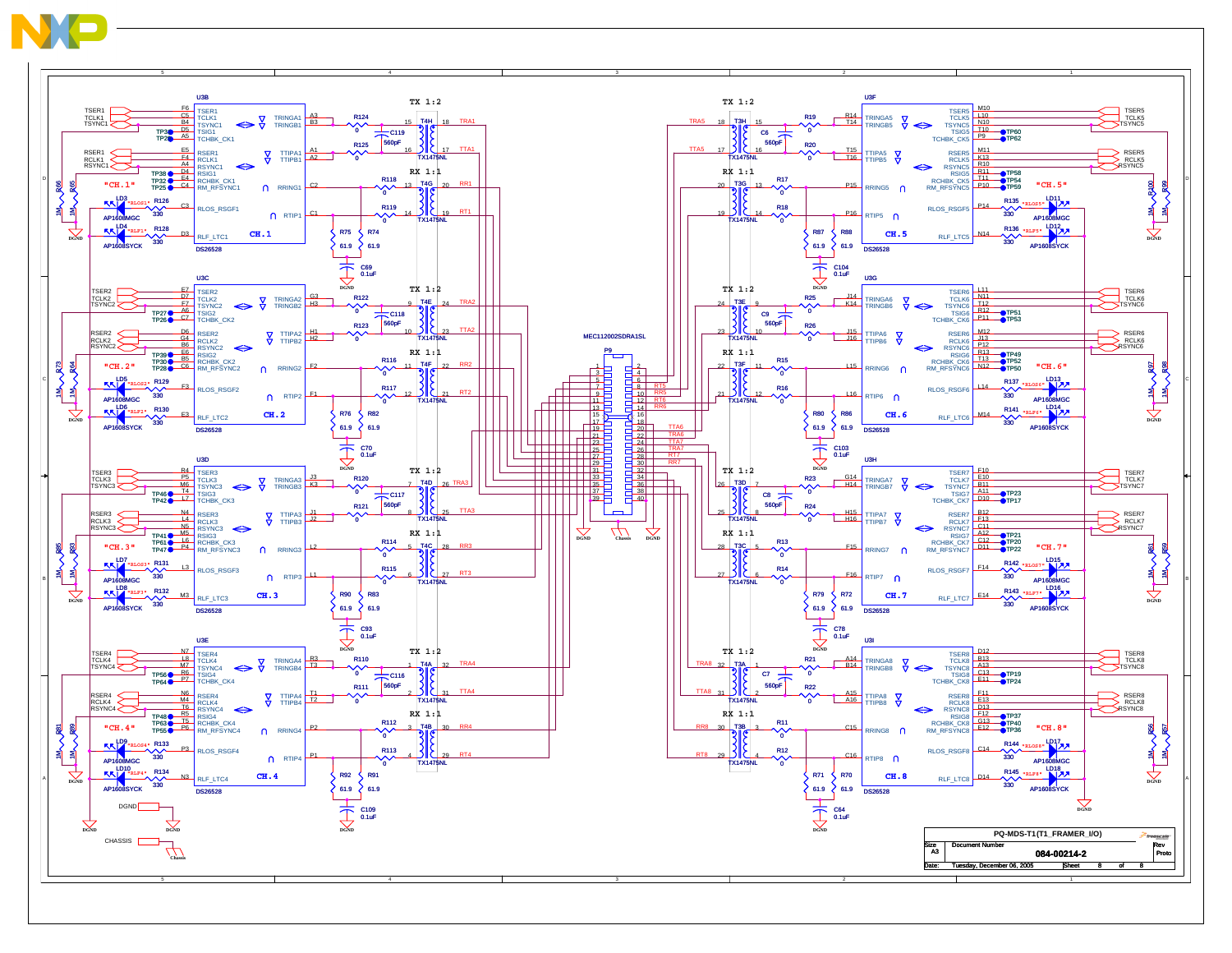PQ-MDS-T1(T1_FRAMER_I/O)

| Size | Document Number | Rev |
|---|---|---|
| A3 | 084-00214-2 | Proto |

Date: Tuesday, December 06, 2005 Sheet 8 of 8

DS26528

CH. 1
CH. 2
CH. 3
CH. 4
CH. 5
CH. 6
CH. 7
CH. 8

"CH.1"
"CH.2"
"CH.3"
"CH.4"
"CH.5"
"CH.6"
"CH.7"
"CH.8"

TX 1:2
RX 1:1

TX1475NL

MEC112002SDRA1SL

P9

AP1608MGC
AP1608SYCK

DGND
CHASSIS